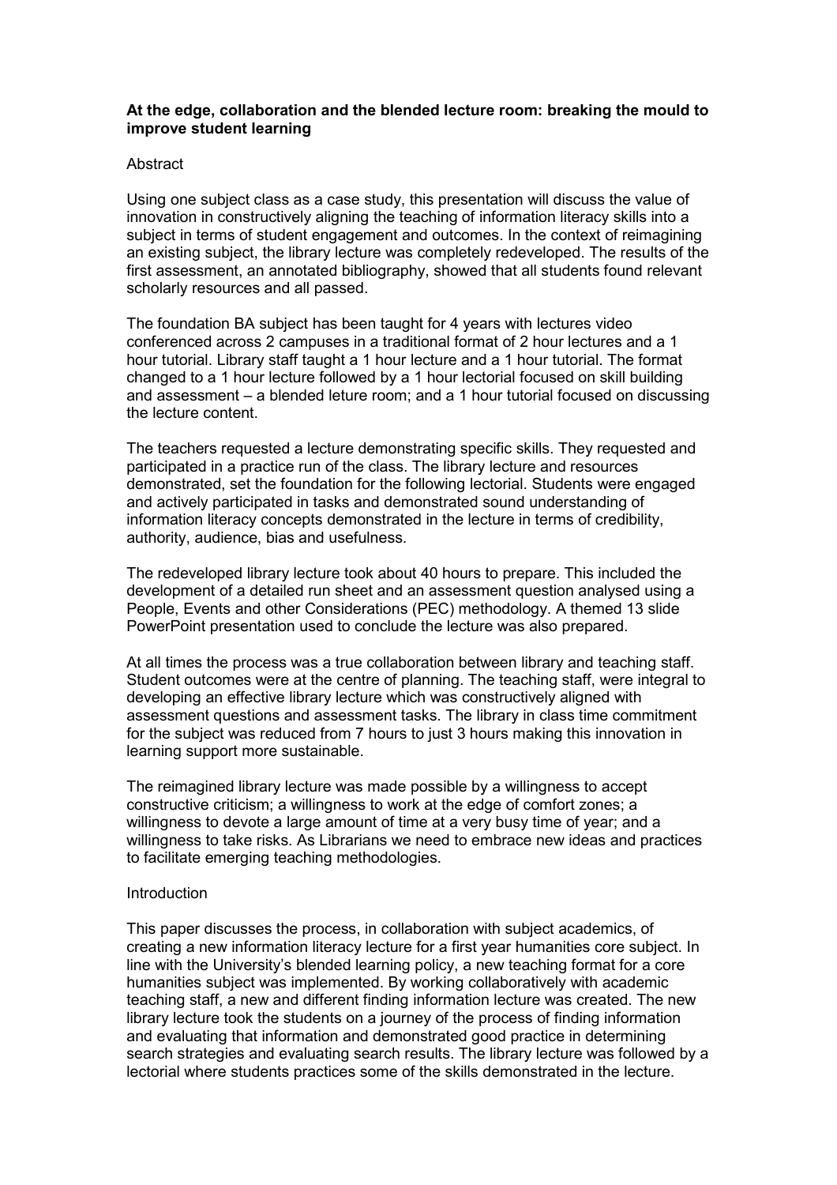**At the edge, collaboration and the blended lecture room: breaking the mould to improve student learning**

Abstract

Using one subject class as a case study, this presentation will discuss the value of innovation in constructively aligning the teaching of information literacy skills into a subject in terms of student engagement and outcomes. In the context of reimagining an existing subject, the library lecture was completely redeveloped. The results of the first assessment, an annotated bibliography, showed that all students found relevant scholarly resources and all passed.

The foundation BA subject has been taught for 4 years with lectures video conferenced across 2 campuses in a traditional format of 2 hour lectures and a 1 hour tutorial. Library staff taught a 1 hour lecture and a 1 hour tutorial. The format changed to a 1 hour lecture followed by a 1 hour lectorial focused on skill building and assessment – a blended leture room; and a 1 hour tutorial focused on discussing the lecture content.

The teachers requested a lecture demonstrating specific skills. They requested and participated in a practice run of the class. The library lecture and resources demonstrated, set the foundation for the following lectorial. Students were engaged and actively participated in tasks and demonstrated sound understanding of information literacy concepts demonstrated in the lecture in terms of credibility, authority, audience, bias and usefulness.

The redeveloped library lecture took about 40 hours to prepare. This included the development of a detailed run sheet and an assessment question analysed using a People, Events and other Considerations (PEC) methodology. A themed 13 slide PowerPoint presentation used to conclude the lecture was also prepared.

At all times the process was a true collaboration between library and teaching staff. Student outcomes were at the centre of planning. The teaching staff, were integral to developing an effective library lecture which was constructively aligned with assessment questions and assessment tasks. The library in class time commitment for the subject was reduced from 7 hours to just 3 hours making this innovation in learning support more sustainable.

The reimagined library lecture was made possible by a willingness to accept constructive criticism; a willingness to work at the edge of comfort zones; a willingness to devote a large amount of time at a very busy time of year; and a willingness to take risks. As Librarians we need to embrace new ideas and practices to facilitate emerging teaching methodologies.

Introduction

This paper discusses the process, in collaboration with subject academics, of creating a new information literacy lecture for a first year humanities core subject. In line with the University's blended learning policy, a new teaching format for a core humanities subject was implemented. By working collaboratively with academic teaching staff, a new and different finding information lecture was created. The new library lecture took the students on a journey of the process of finding information and evaluating that information and demonstrated good practice in determining search strategies and evaluating search results. The library lecture was followed by a lectorial where students practices some of the skills demonstrated in the lecture.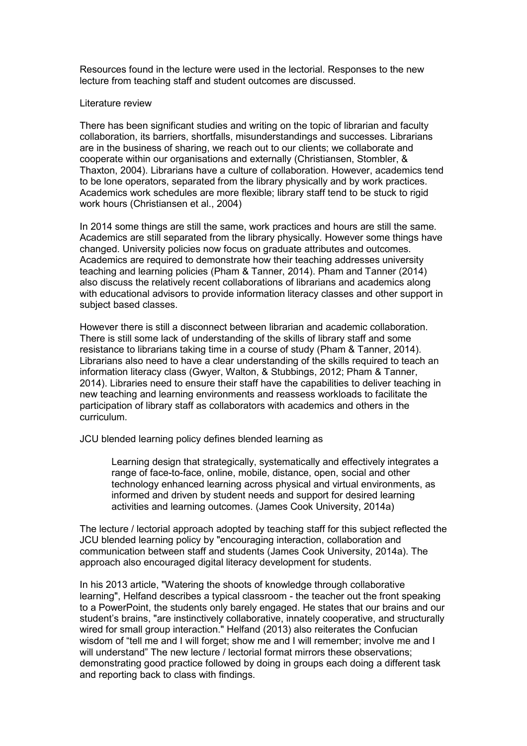Resources found in the lecture were used in the lectorial. Responses to the new lecture from teaching staff and student outcomes are discussed.

## Literature review

There has been significant studies and writing on the topic of librarian and faculty collaboration, its barriers, shortfalls, misunderstandings and successes. Librarians are in the business of sharing, we reach out to our clients; we collaborate and cooperate within our organisations and externally (Christiansen, Stombler, & Thaxton, 2004). Librarians have a culture of collaboration. However, academics tend to be lone operators, separated from the library physically and by work practices. Academics work schedules are more flexible; library staff tend to be stuck to rigid work hours (Christiansen et al., 2004)

In 2014 some things are still the same, work practices and hours are still the same. Academics are still separated from the library physically. However some things have changed. University policies now focus on graduate attributes and outcomes. Academics are required to demonstrate how their teaching addresses university teaching and learning policies (Pham & Tanner, 2014). Pham and Tanner (2014) also discuss the relatively recent collaborations of librarians and academics along with educational advisors to provide information literacy classes and other support in subject based classes.

However there is still a disconnect between librarian and academic collaboration. There is still some lack of understanding of the skills of library staff and some resistance to librarians taking time in a course of study (Pham & Tanner, 2014). Librarians also need to have a clear understanding of the skills required to teach an information literacy class (Gwyer, Walton, & Stubbings, 2012; Pham & Tanner, 2014). Libraries need to ensure their staff have the capabilities to deliver teaching in new teaching and learning environments and reassess workloads to facilitate the participation of library staff as collaborators with academics and others in the curriculum.

JCU blended learning policy defines blended learning as

> Learning design that strategically, systematically and effectively integrates a range of face-to-face, online, mobile, distance, open, social and other technology enhanced learning across physical and virtual environments, as informed and driven by student needs and support for desired learning activities and learning outcomes. (James Cook University, 2014a)

The lecture / lectorial approach adopted by teaching staff for this subject reflected the JCU blended learning policy by "encouraging interaction, collaboration and communication between staff and students (James Cook University, 2014a). The approach also encouraged digital literacy development for students.

In his 2013 article, "Watering the shoots of knowledge through collaborative learning", Helfand describes a typical classroom - the teacher out the front speaking to a PowerPoint, the students only barely engaged. He states that our brains and our student's brains, "are instinctively collaborative, innately cooperative, and structurally wired for small group interaction." Helfand (2013) also reiterates the Confucian wisdom of "tell me and I will forget; show me and I will remember; involve me and I will understand" The new lecture / lectorial format mirrors these observations; demonstrating good practice followed by doing in groups each doing a different task and reporting back to class with findings.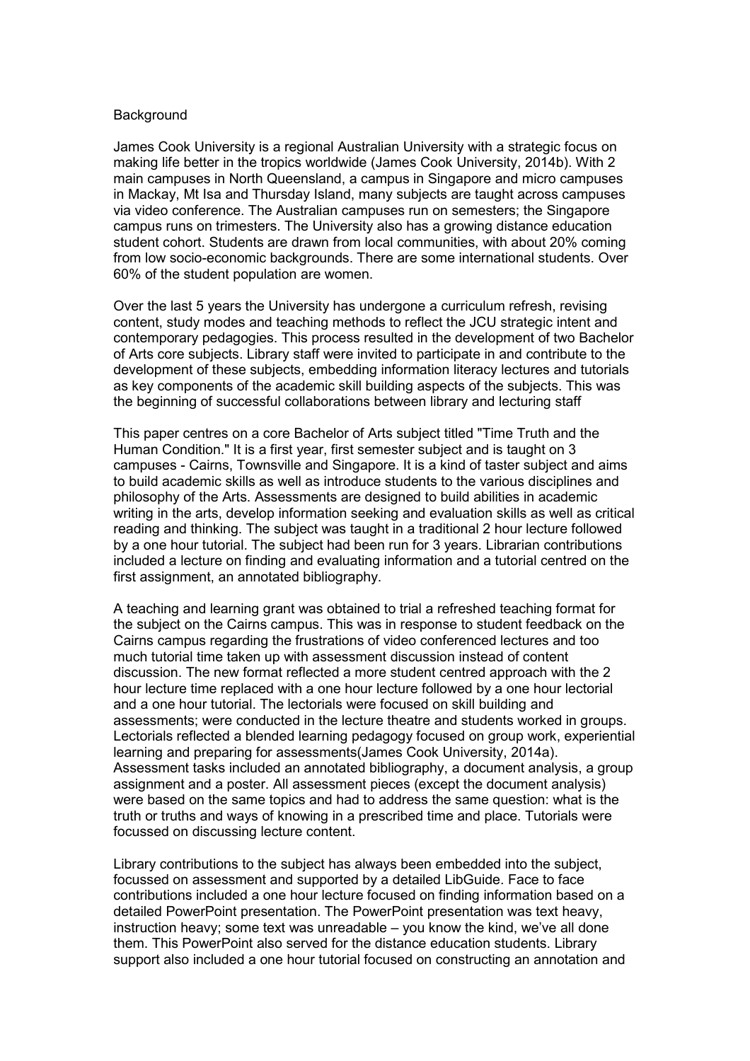Background

James Cook University is a regional Australian University with a strategic focus on making life better in the tropics worldwide (James Cook University, 2014b). With 2 main campuses in North Queensland, a campus in Singapore and micro campuses in Mackay, Mt Isa and Thursday Island, many subjects are taught across campuses via video conference. The Australian campuses run on semesters; the Singapore campus runs on trimesters. The University also has a growing distance education student cohort. Students are drawn from local communities, with about 20% coming from low socio-economic backgrounds. There are some international students. Over 60% of the student population are women.

Over the last 5 years the University has undergone a curriculum refresh, revising content, study modes and teaching methods to reflect the JCU strategic intent and contemporary pedagogies. This process resulted in the development of two Bachelor of Arts core subjects. Library staff were invited to participate in and contribute to the development of these subjects, embedding information literacy lectures and tutorials as key components of the academic skill building aspects of the subjects. This was the beginning of successful collaborations between library and lecturing staff

This paper centres on a core Bachelor of Arts subject titled "Time Truth and the Human Condition." It is a first year, first semester subject and is taught on 3 campuses - Cairns, Townsville and Singapore. It is a kind of taster subject and aims to build academic skills as well as introduce students to the various disciplines and philosophy of the Arts. Assessments are designed to build abilities in academic writing in the arts, develop information seeking and evaluation skills as well as critical reading and thinking. The subject was taught in a traditional 2 hour lecture followed by a one hour tutorial. The subject had been run for 3 years. Librarian contributions included a lecture on finding and evaluating information and a tutorial centred on the first assignment, an annotated bibliography.

A teaching and learning grant was obtained to trial a refreshed teaching format for the subject on the Cairns campus. This was in response to student feedback on the Cairns campus regarding the frustrations of video conferenced lectures and too much tutorial time taken up with assessment discussion instead of content discussion. The new format reflected a more student centred approach with the 2 hour lecture time replaced with a one hour lecture followed by a one hour lectorial and a one hour tutorial. The lectorials were focused on skill building and assessments; were conducted in the lecture theatre and students worked in groups. Lectorials reflected a blended learning pedagogy focused on group work, experiential learning and preparing for assessments(James Cook University, 2014a). Assessment tasks included an annotated bibliography, a document analysis, a group assignment and a poster. All assessment pieces (except the document analysis) were based on the same topics and had to address the same question: what is the truth or truths and ways of knowing in a prescribed time and place. Tutorials were focussed on discussing lecture content.

Library contributions to the subject has always been embedded into the subject, focussed on assessment and supported by a detailed LibGuide. Face to face contributions included a one hour lecture focused on finding information based on a detailed PowerPoint presentation. The PowerPoint presentation was text heavy, instruction heavy; some text was unreadable – you know the kind, we've all done them. This PowerPoint also served for the distance education students. Library support also included a one hour tutorial focused on constructing an annotation and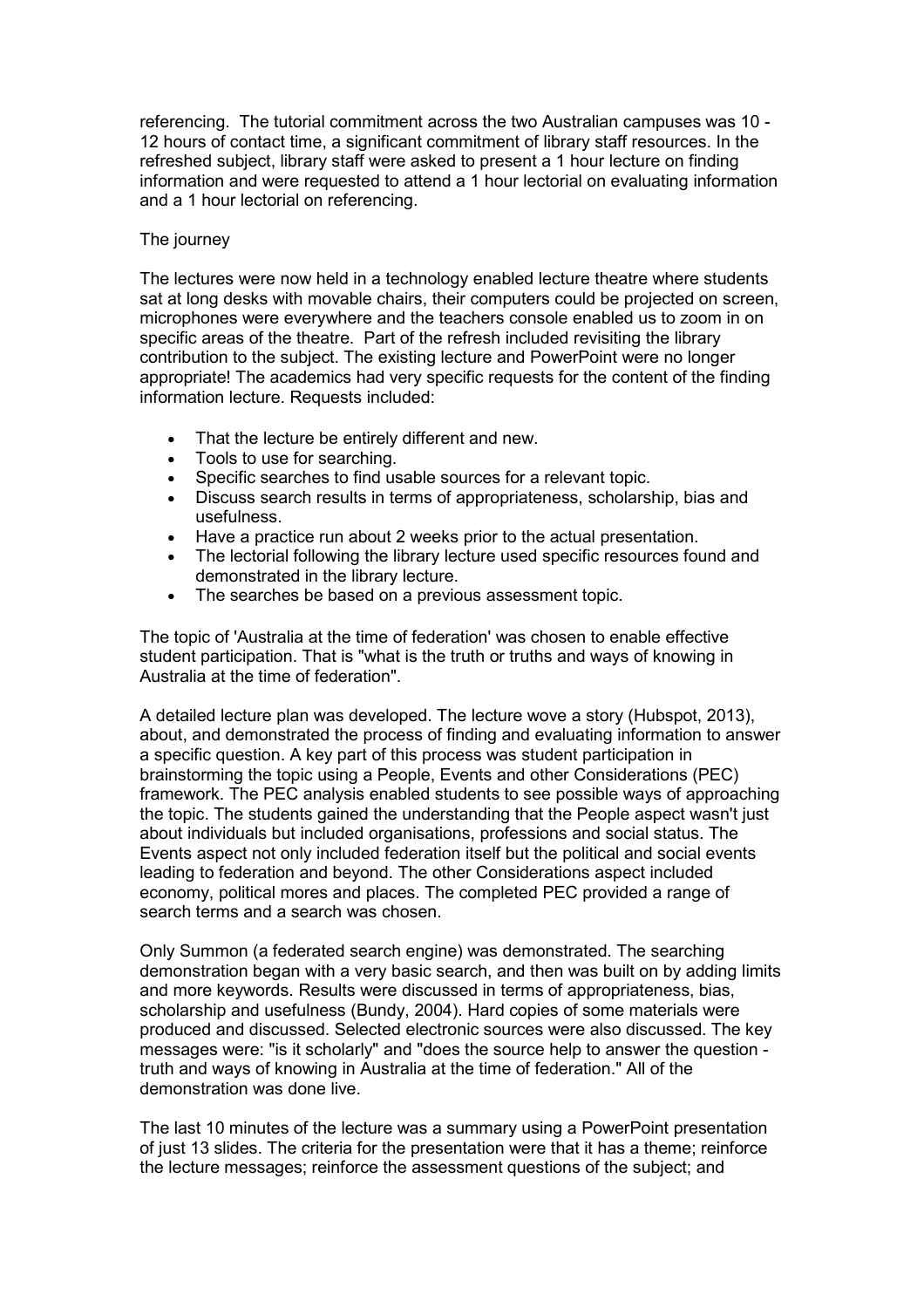referencing. The tutorial commitment across the two Australian campuses was 10 - 12 hours of contact time, a significant commitment of library staff resources. In the refreshed subject, library staff were asked to present a 1 hour lecture on finding information and were requested to attend a 1 hour lectorial on evaluating information and a 1 hour lectorial on referencing.

## The journey

The lectures were now held in a technology enabled lecture theatre where students sat at long desks with movable chairs, their computers could be projected on screen, microphones were everywhere and the teachers console enabled us to zoom in on specific areas of the theatre. Part of the refresh included revisiting the library contribution to the subject. The existing lecture and PowerPoint were no longer appropriate! The academics had very specific requests for the content of the finding information lecture. Requests included:

- That the lecture be entirely different and new.
- Tools to use for searching.
- Specific searches to find usable sources for a relevant topic.
- Discuss search results in terms of appropriateness, scholarship, bias and usefulness.
- Have a practice run about 2 weeks prior to the actual presentation.
- The lectorial following the library lecture used specific resources found and demonstrated in the library lecture.
- The searches be based on a previous assessment topic.

The topic of 'Australia at the time of federation' was chosen to enable effective student participation. That is "what is the truth or truths and ways of knowing in Australia at the time of federation".

A detailed lecture plan was developed. The lecture wove a story (Hubspot, 2013), about, and demonstrated the process of finding and evaluating information to answer a specific question. A key part of this process was student participation in brainstorming the topic using a People, Events and other Considerations (PEC) framework. The PEC analysis enabled students to see possible ways of approaching the topic. The students gained the understanding that the People aspect wasn't just about individuals but included organisations, professions and social status. The Events aspect not only included federation itself but the political and social events leading to federation and beyond. The other Considerations aspect included economy, political mores and places. The completed PEC provided a range of search terms and a search was chosen.

Only Summon (a federated search engine) was demonstrated. The searching demonstration began with a very basic search, and then was built on by adding limits and more keywords. Results were discussed in terms of appropriateness, bias, scholarship and usefulness (Bundy, 2004). Hard copies of some materials were produced and discussed. Selected electronic sources were also discussed. The key messages were: "is it scholarly" and "does the source help to answer the question - truth and ways of knowing in Australia at the time of federation." All of the demonstration was done live.

The last 10 minutes of the lecture was a summary using a PowerPoint presentation of just 13 slides. The criteria for the presentation were that it has a theme; reinforce the lecture messages; reinforce the assessment questions of the subject; and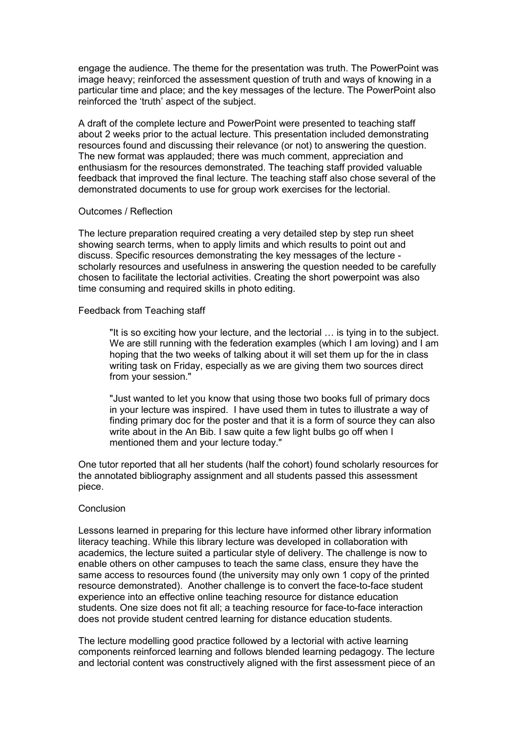engage the audience. The theme for the presentation was truth. The PowerPoint was image heavy; reinforced the assessment question of truth and ways of knowing in a particular time and place; and the key messages of the lecture. The PowerPoint also reinforced the 'truth' aspect of the subject.

A draft of the complete lecture and PowerPoint were presented to teaching staff about 2 weeks prior to the actual lecture. This presentation included demonstrating resources found and discussing their relevance (or not) to answering the question. The new format was applauded; there was much comment, appreciation and enthusiasm for the resources demonstrated. The teaching staff provided valuable feedback that improved the final lecture. The teaching staff also chose several of the demonstrated documents to use for group work exercises for the lectorial.

## Outcomes / Reflection

The lecture preparation required creating a very detailed step by step run sheet showing search terms, when to apply limits and which results to point out and discuss. Specific resources demonstrating the key messages of the lecture - scholarly resources and usefulness in answering the question needed to be carefully chosen to facilitate the lectorial activities. Creating the short powerpoint was also time consuming and required skills in photo editing.

## Feedback from Teaching staff

> "It is so exciting how your lecture, and the lectorial … is tying in to the subject. We are still running with the federation examples (which I am loving) and I am hoping that the two weeks of talking about it will set them up for the in class writing task on Friday, especially as we are giving them two sources direct from your session."

> "Just wanted to let you know that using those two books full of primary docs in your lecture was inspired. I have used them in tutes to illustrate a way of finding primary doc for the poster and that it is a form of source they can also write about in the An Bib. I saw quite a few light bulbs go off when I mentioned them and your lecture today."

One tutor reported that all her students (half the cohort) found scholarly resources for the annotated bibliography assignment and all students passed this assessment piece.

## Conclusion

Lessons learned in preparing for this lecture have informed other library information literacy teaching. While this library lecture was developed in collaboration with academics, the lecture suited a particular style of delivery. The challenge is now to enable others on other campuses to teach the same class, ensure they have the same access to resources found (the university may only own 1 copy of the printed resource demonstrated). Another challenge is to convert the face-to-face student experience into an effective online teaching resource for distance education students. One size does not fit all; a teaching resource for face-to-face interaction does not provide student centred learning for distance education students.

The lecture modelling good practice followed by a lectorial with active learning components reinforced learning and follows blended learning pedagogy. The lecture and lectorial content was constructively aligned with the first assessment piece of an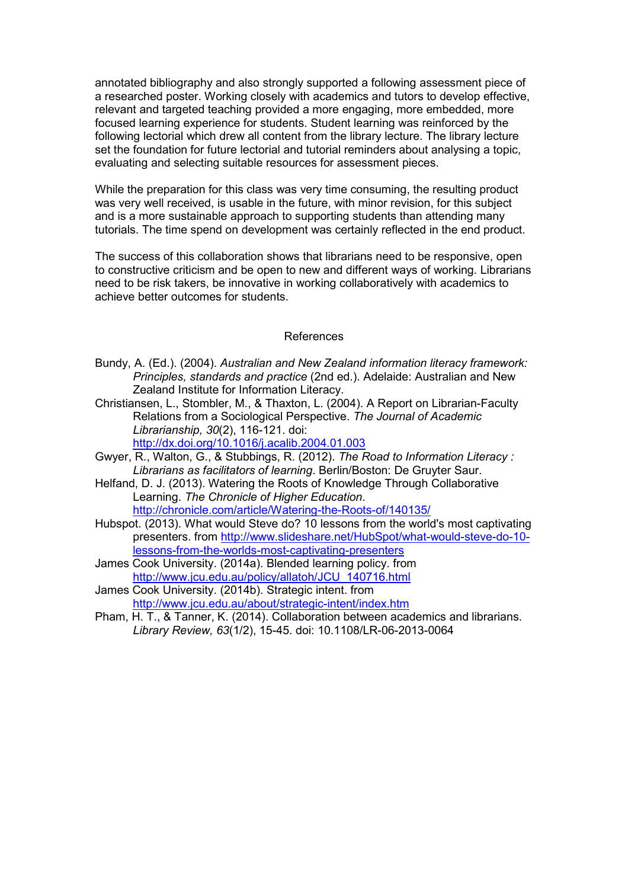annotated bibliography and also strongly supported a following assessment piece of a researched poster. Working closely with academics and tutors to develop effective, relevant and targeted teaching provided a more engaging, more embedded, more focused learning experience for students. Student learning was reinforced by the following lectorial which drew all content from the library lecture. The library lecture set the foundation for future lectorial and tutorial reminders about analysing a topic, evaluating and selecting suitable resources for assessment pieces.

While the preparation for this class was very time consuming, the resulting product was very well received, is usable in the future, with minor revision, for this subject and is a more sustainable approach to supporting students than attending many tutorials. The time spend on development was certainly reflected in the end product.

The success of this collaboration shows that librarians need to be responsive, open to constructive criticism and be open to new and different ways of working. Librarians need to be risk takers, be innovative in working collaboratively with academics to achieve better outcomes for students.

## References

Bundy, A. (Ed.). (2004). *Australian and New Zealand information literacy framework: Principles, standards and practice* (2nd ed.). Adelaide: Australian and New Zealand Institute for Information Literacy.

Christiansen, L., Stombler, M., & Thaxton, L. (2004). A Report on Librarian-Faculty Relations from a Sociological Perspective. *The Journal of Academic Librarianship, 30*(2), 116-121. doi: http://dx.doi.org/10.1016/j.acalib.2004.01.003

Gwyer, R., Walton, G., & Stubbings, R. (2012). *The Road to Information Literacy : Librarians as facilitators of learning*. Berlin/Boston: De Gruyter Saur.

Helfand, D. J. (2013). Watering the Roots of Knowledge Through Collaborative Learning. *The Chronicle of Higher Education*. http://chronicle.com/article/Watering-the-Roots-of/140135/

Hubspot. (2013). What would Steve do? 10 lessons from the world's most captivating presenters. from http://www.slideshare.net/HubSpot/what-would-steve-do-10-lessons-from-the-worlds-most-captivating-presenters

James Cook University. (2014a). Blended learning policy. from http://www.jcu.edu.au/policy/allatoh/JCU_140716.html

James Cook University. (2014b). Strategic intent. from http://www.jcu.edu.au/about/strategic-intent/index.htm

Pham, H. T., & Tanner, K. (2014). Collaboration between academics and librarians. *Library Review, 63*(1/2), 15-45. doi: 10.1108/LR-06-2013-0064